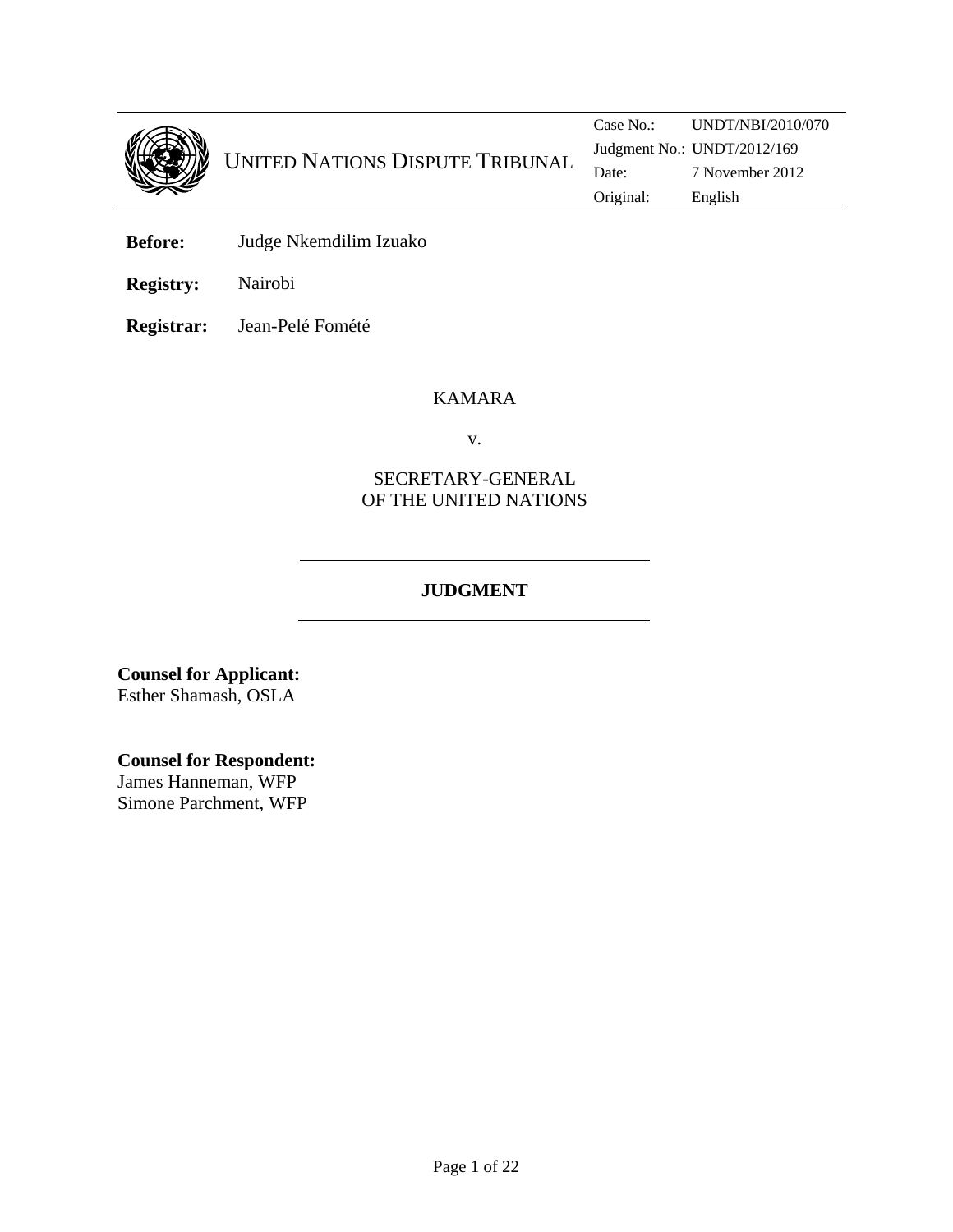UNITED NATIONS DISPUTE TRIBUNAL

| | |
|---|---|
| Case No.: | UNDT/NBI/2010/070 |
| Judgment No.: | UNDT/2012/169 |
| Date: | 7 November 2012 |
| Original: | English |

**Before:** Judge Nkemdilim Izuako

**Registry:** Nairobi

**Registrar:** Jean-Pelé Fomété

KAMARA

v.

SECRETARY-GENERAL
OF THE UNITED NATIONS

## JUDGMENT

**Counsel for Applicant:**
Esther Shamash, OSLA

**Counsel for Respondent:**
James Hanneman, WFP
Simone Parchment, WFP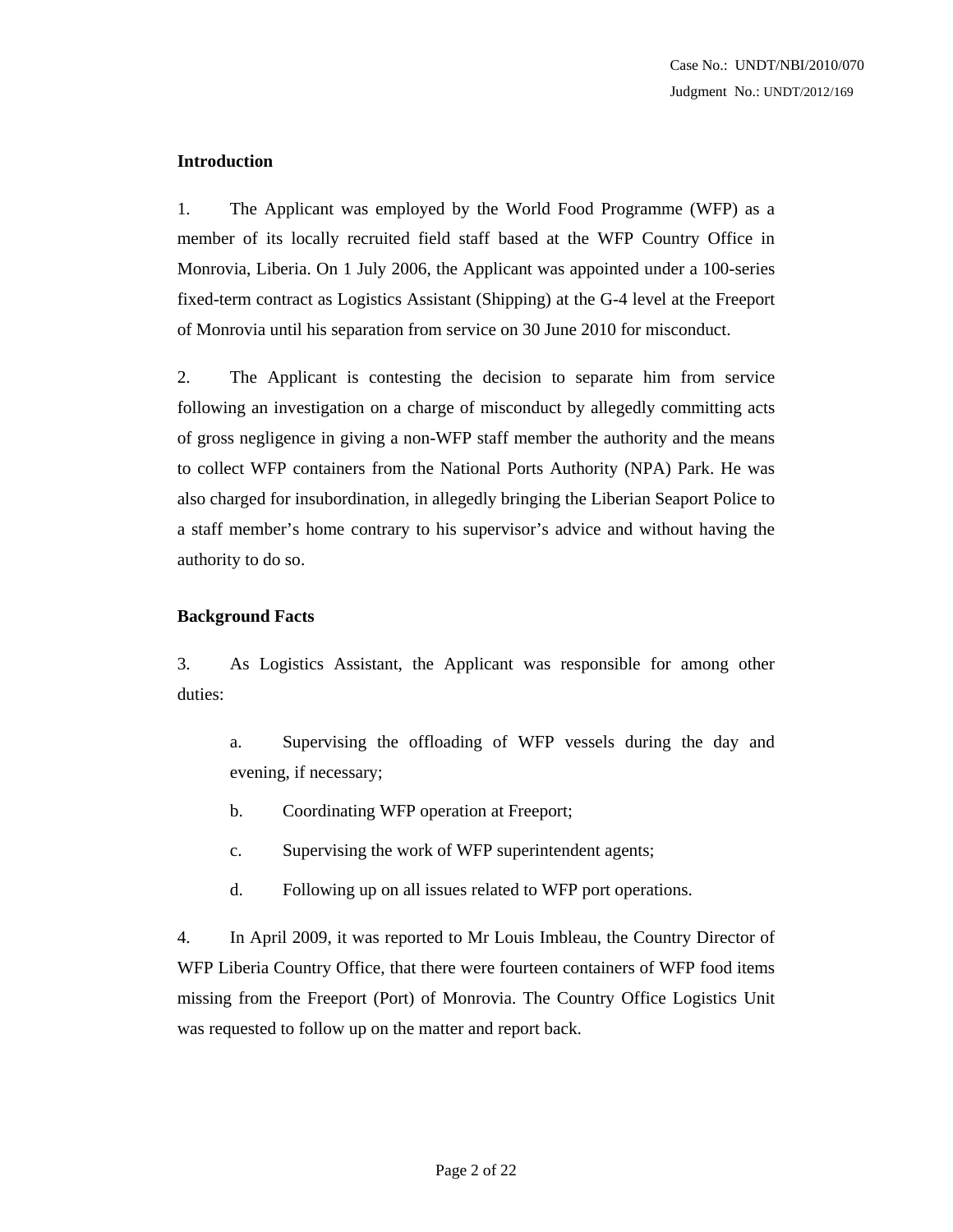## Introduction

1. The Applicant was employed by the World Food Programme (WFP) as a member of its locally recruited field staff based at the WFP Country Office in Monrovia, Liberia. On 1 July 2006, the Applicant was appointed under a 100-series fixed-term contract as Logistics Assistant (Shipping) at the G-4 level at the Freeport of Monrovia until his separation from service on 30 June 2010 for misconduct.

2. The Applicant is contesting the decision to separate him from service following an investigation on a charge of misconduct by allegedly committing acts of gross negligence in giving a non-WFP staff member the authority and the means to collect WFP containers from the National Ports Authority (NPA) Park. He was also charged for insubordination, in allegedly bringing the Liberian Seaport Police to a staff member's home contrary to his supervisor's advice and without having the authority to do so.

## Background Facts

3. As Logistics Assistant, the Applicant was responsible for among other duties:

   a. Supervising the offloading of WFP vessels during the day and evening, if necessary;

   b. Coordinating WFP operation at Freeport;

   c. Supervising the work of WFP superintendent agents;

   d. Following up on all issues related to WFP port operations.

4. In April 2009, it was reported to Mr Louis Imbleau, the Country Director of WFP Liberia Country Office, that there were fourteen containers of WFP food items missing from the Freeport (Port) of Monrovia. The Country Office Logistics Unit was requested to follow up on the matter and report back.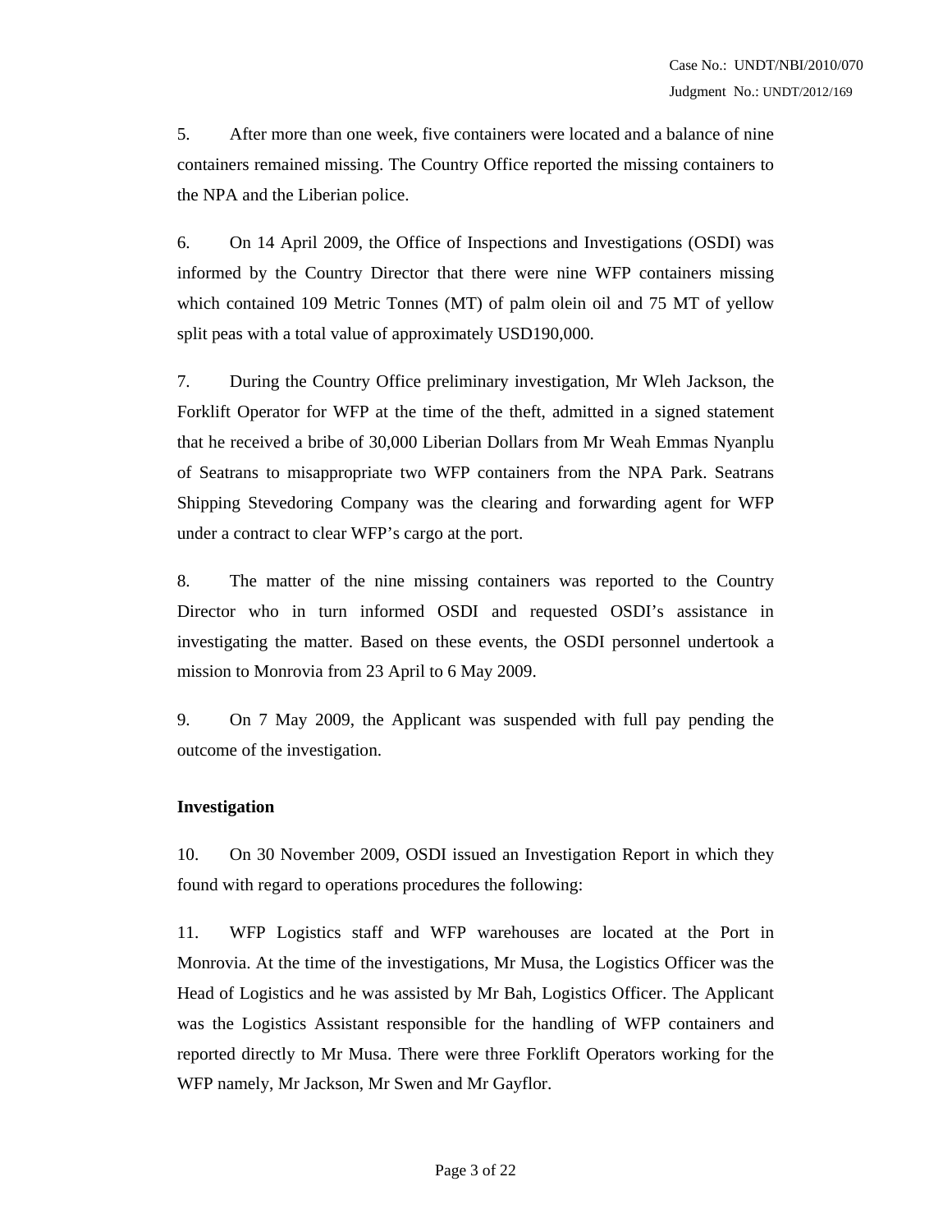5. After more than one week, five containers were located and a balance of nine containers remained missing. The Country Office reported the missing containers to the NPA and the Liberian police.

6. On 14 April 2009, the Office of Inspections and Investigations (OSDI) was informed by the Country Director that there were nine WFP containers missing which contained 109 Metric Tonnes (MT) of palm olein oil and 75 MT of yellow split peas with a total value of approximately USD190,000.

7. During the Country Office preliminary investigation, Mr Wleh Jackson, the Forklift Operator for WFP at the time of the theft, admitted in a signed statement that he received a bribe of 30,000 Liberian Dollars from Mr Weah Emmas Nyanplu of Seatrans to misappropriate two WFP containers from the NPA Park. Seatrans Shipping Stevedoring Company was the clearing and forwarding agent for WFP under a contract to clear WFP's cargo at the port.

8. The matter of the nine missing containers was reported to the Country Director who in turn informed OSDI and requested OSDI's assistance in investigating the matter. Based on these events, the OSDI personnel undertook a mission to Monrovia from 23 April to 6 May 2009.

9. On 7 May 2009, the Applicant was suspended with full pay pending the outcome of the investigation.

**Investigation**

10. On 30 November 2009, OSDI issued an Investigation Report in which they found with regard to operations procedures the following:

11. WFP Logistics staff and WFP warehouses are located at the Port in Monrovia. At the time of the investigations, Mr Musa, the Logistics Officer was the Head of Logistics and he was assisted by Mr Bah, Logistics Officer. The Applicant was the Logistics Assistant responsible for the handling of WFP containers and reported directly to Mr Musa. There were three Forklift Operators working for the WFP namely, Mr Jackson, Mr Swen and Mr Gayflor.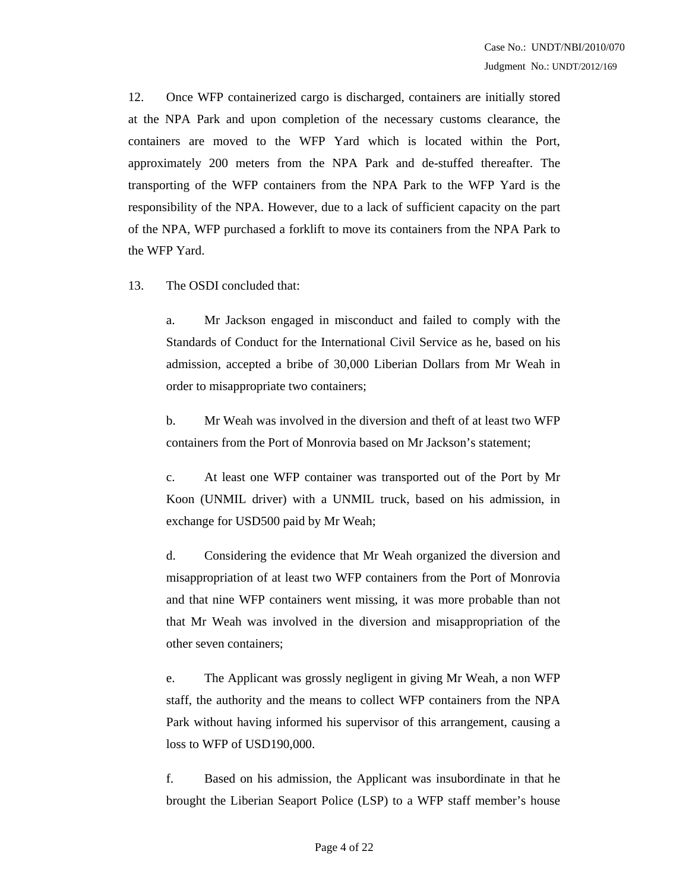12. Once WFP containerized cargo is discharged, containers are initially stored at the NPA Park and upon completion of the necessary customs clearance, the containers are moved to the WFP Yard which is located within the Port, approximately 200 meters from the NPA Park and de-stuffed thereafter. The transporting of the WFP containers from the NPA Park to the WFP Yard is the responsibility of the NPA. However, due to a lack of sufficient capacity on the part of the NPA, WFP purchased a forklift to move its containers from the NPA Park to the WFP Yard.

13. The OSDI concluded that:

a. Mr Jackson engaged in misconduct and failed to comply with the Standards of Conduct for the International Civil Service as he, based on his admission, accepted a bribe of 30,000 Liberian Dollars from Mr Weah in order to misappropriate two containers;

b. Mr Weah was involved in the diversion and theft of at least two WFP containers from the Port of Monrovia based on Mr Jackson's statement;

c. At least one WFP container was transported out of the Port by Mr Koon (UNMIL driver) with a UNMIL truck, based on his admission, in exchange for USD500 paid by Mr Weah;

d. Considering the evidence that Mr Weah organized the diversion and misappropriation of at least two WFP containers from the Port of Monrovia and that nine WFP containers went missing, it was more probable than not that Mr Weah was involved in the diversion and misappropriation of the other seven containers;

e. The Applicant was grossly negligent in giving Mr Weah, a non WFP staff, the authority and the means to collect WFP containers from the NPA Park without having informed his supervisor of this arrangement, causing a loss to WFP of USD190,000.

f. Based on his admission, the Applicant was insubordinate in that he brought the Liberian Seaport Police (LSP) to a WFP staff member's house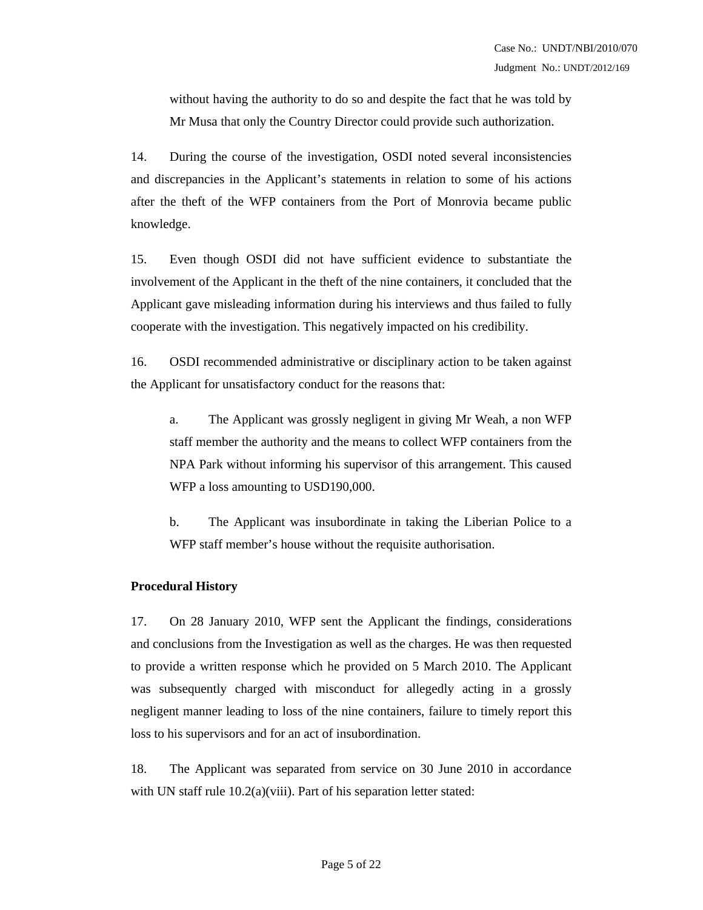without having the authority to do so and despite the fact that he was told by Mr Musa that only the Country Director could provide such authorization.

14. During the course of the investigation, OSDI noted several inconsistencies and discrepancies in the Applicant's statements in relation to some of his actions after the theft of the WFP containers from the Port of Monrovia became public knowledge.

15. Even though OSDI did not have sufficient evidence to substantiate the involvement of the Applicant in the theft of the nine containers, it concluded that the Applicant gave misleading information during his interviews and thus failed to fully cooperate with the investigation. This negatively impacted on his credibility.

16. OSDI recommended administrative or disciplinary action to be taken against the Applicant for unsatisfactory conduct for the reasons that:

a. The Applicant was grossly negligent in giving Mr Weah, a non WFP staff member the authority and the means to collect WFP containers from the NPA Park without informing his supervisor of this arrangement. This caused WFP a loss amounting to USD190,000.

b. The Applicant was insubordinate in taking the Liberian Police to a WFP staff member's house without the requisite authorisation.

**Procedural History**

17. On 28 January 2010, WFP sent the Applicant the findings, considerations and conclusions from the Investigation as well as the charges. He was then requested to provide a written response which he provided on 5 March 2010. The Applicant was subsequently charged with misconduct for allegedly acting in a grossly negligent manner leading to loss of the nine containers, failure to timely report this loss to his supervisors and for an act of insubordination.

18. The Applicant was separated from service on 30 June 2010 in accordance with UN staff rule 10.2(a)(viii). Part of his separation letter stated: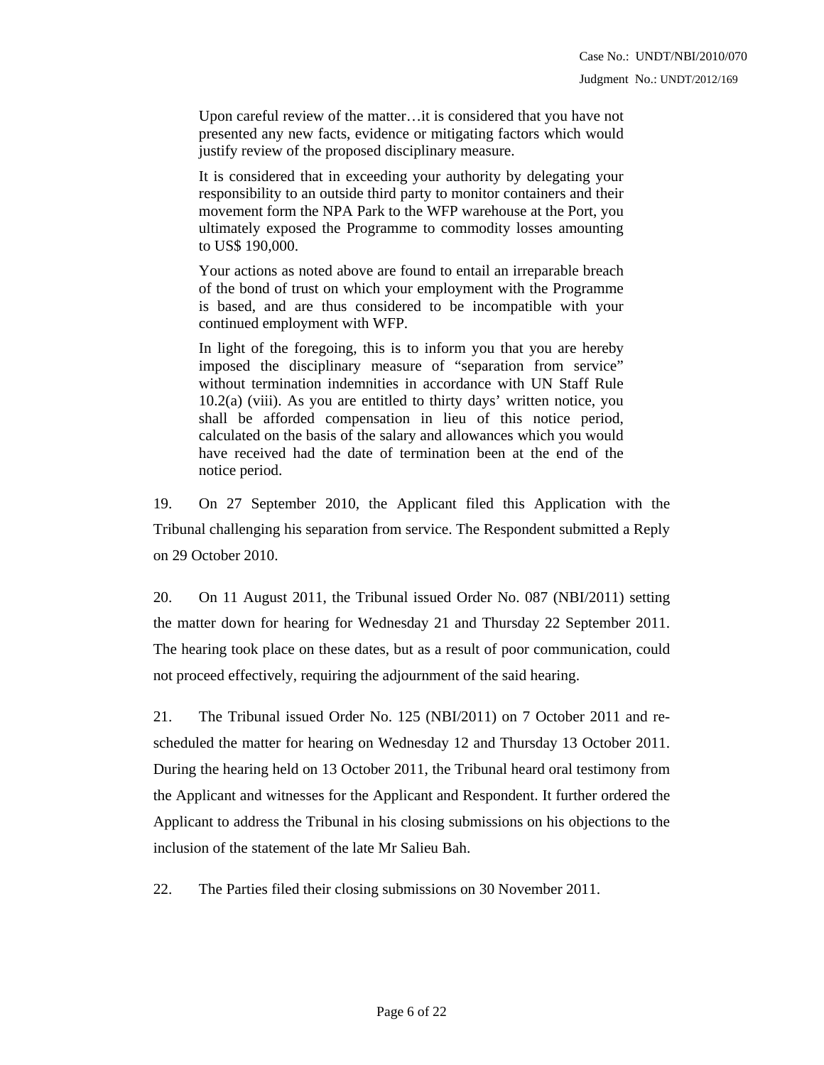> Upon careful review of the matter…it is considered that you have not presented any new facts, evidence or mitigating factors which would justify review of the proposed disciplinary measure.
>
> It is considered that in exceeding your authority by delegating your responsibility to an outside third party to monitor containers and their movement form the NPA Park to the WFP warehouse at the Port, you ultimately exposed the Programme to commodity losses amounting to US$ 190,000.
>
> Your actions as noted above are found to entail an irreparable breach of the bond of trust on which your employment with the Programme is based, and are thus considered to be incompatible with your continued employment with WFP.
>
> In light of the foregoing, this is to inform you that you are hereby imposed the disciplinary measure of "separation from service" without termination indemnities in accordance with UN Staff Rule 10.2(a) (viii). As you are entitled to thirty days' written notice, you shall be afforded compensation in lieu of this notice period, calculated on the basis of the salary and allowances which you would have received had the date of termination been at the end of the notice period.

19. On 27 September 2010, the Applicant filed this Application with the Tribunal challenging his separation from service. The Respondent submitted a Reply on 29 October 2010.

20. On 11 August 2011, the Tribunal issued Order No. 087 (NBI/2011) setting the matter down for hearing for Wednesday 21 and Thursday 22 September 2011. The hearing took place on these dates, but as a result of poor communication, could not proceed effectively, requiring the adjournment of the said hearing.

21. The Tribunal issued Order No. 125 (NBI/2011) on 7 October 2011 and re-scheduled the matter for hearing on Wednesday 12 and Thursday 13 October 2011. During the hearing held on 13 October 2011, the Tribunal heard oral testimony from the Applicant and witnesses for the Applicant and Respondent. It further ordered the Applicant to address the Tribunal in his closing submissions on his objections to the inclusion of the statement of the late Mr Salieu Bah.

22. The Parties filed their closing submissions on 30 November 2011.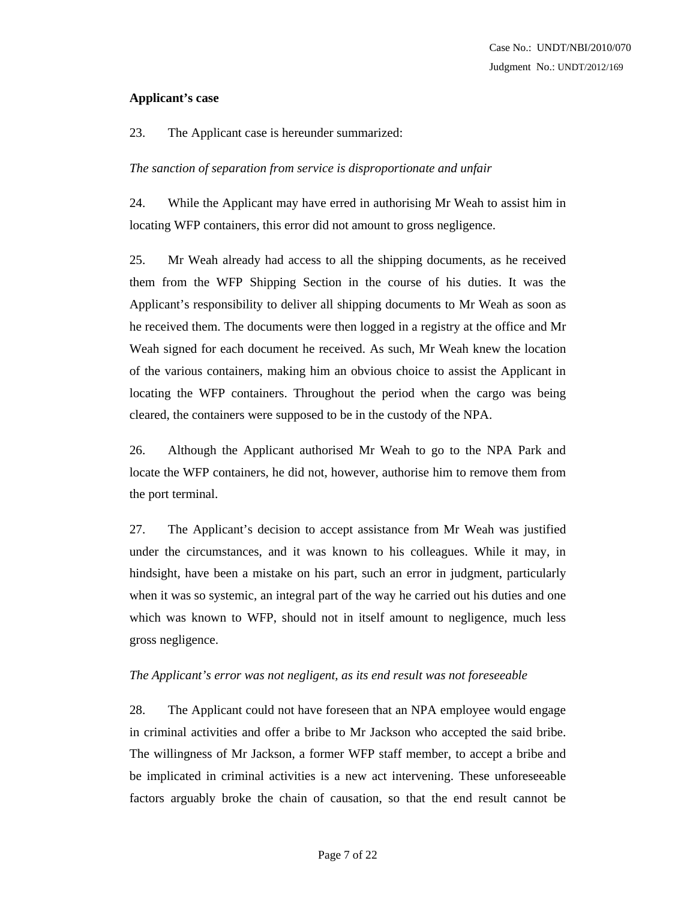**Applicant's case**

23. The Applicant case is hereunder summarized:

*The sanction of separation from service is disproportionate and unfair*

24. While the Applicant may have erred in authorising Mr Weah to assist him in locating WFP containers, this error did not amount to gross negligence.

25. Mr Weah already had access to all the shipping documents, as he received them from the WFP Shipping Section in the course of his duties. It was the Applicant's responsibility to deliver all shipping documents to Mr Weah as soon as he received them. The documents were then logged in a registry at the office and Mr Weah signed for each document he received. As such, Mr Weah knew the location of the various containers, making him an obvious choice to assist the Applicant in locating the WFP containers. Throughout the period when the cargo was being cleared, the containers were supposed to be in the custody of the NPA.

26. Although the Applicant authorised Mr Weah to go to the NPA Park and locate the WFP containers, he did not, however, authorise him to remove them from the port terminal.

27. The Applicant's decision to accept assistance from Mr Weah was justified under the circumstances, and it was known to his colleagues. While it may, in hindsight, have been a mistake on his part, such an error in judgment, particularly when it was so systemic, an integral part of the way he carried out his duties and one which was known to WFP, should not in itself amount to negligence, much less gross negligence.

*The Applicant's error was not negligent, as its end result was not foreseeable*

28. The Applicant could not have foreseen that an NPA employee would engage in criminal activities and offer a bribe to Mr Jackson who accepted the said bribe. The willingness of Mr Jackson, a former WFP staff member, to accept a bribe and be implicated in criminal activities is a new act intervening. These unforeseeable factors arguably broke the chain of causation, so that the end result cannot be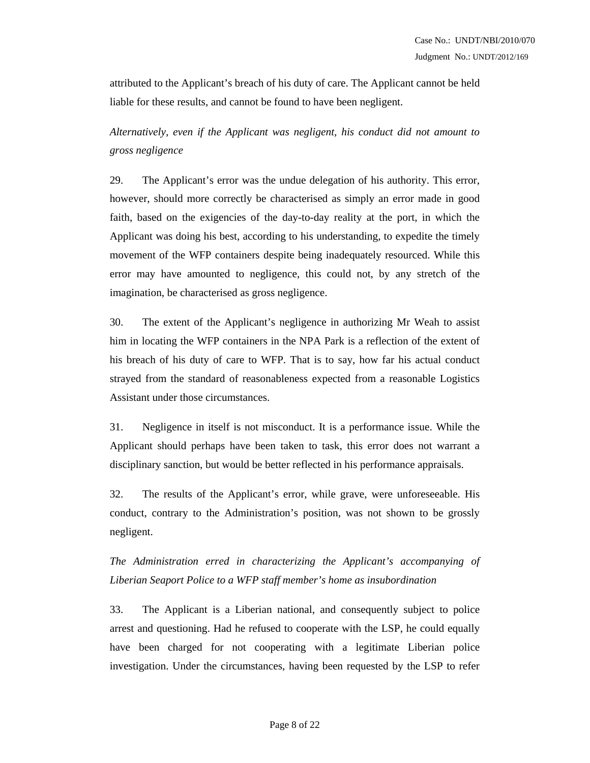attributed to the Applicant's breach of his duty of care. The Applicant cannot be held liable for these results, and cannot be found to have been negligent.

*Alternatively, even if the Applicant was negligent, his conduct did not amount to gross negligence*

29. The Applicant's error was the undue delegation of his authority. This error, however, should more correctly be characterised as simply an error made in good faith, based on the exigencies of the day-to-day reality at the port, in which the Applicant was doing his best, according to his understanding, to expedite the timely movement of the WFP containers despite being inadequately resourced. While this error may have amounted to negligence, this could not, by any stretch of the imagination, be characterised as gross negligence.

30. The extent of the Applicant's negligence in authorizing Mr Weah to assist him in locating the WFP containers in the NPA Park is a reflection of the extent of his breach of his duty of care to WFP. That is to say, how far his actual conduct strayed from the standard of reasonableness expected from a reasonable Logistics Assistant under those circumstances.

31. Negligence in itself is not misconduct. It is a performance issue. While the Applicant should perhaps have been taken to task, this error does not warrant a disciplinary sanction, but would be better reflected in his performance appraisals.

32. The results of the Applicant's error, while grave, were unforeseeable. His conduct, contrary to the Administration's position, was not shown to be grossly negligent.

*The Administration erred in characterizing the Applicant's accompanying of Liberian Seaport Police to a WFP staff member's home as insubordination*

33. The Applicant is a Liberian national, and consequently subject to police arrest and questioning. Had he refused to cooperate with the LSP, he could equally have been charged for not cooperating with a legitimate Liberian police investigation. Under the circumstances, having been requested by the LSP to refer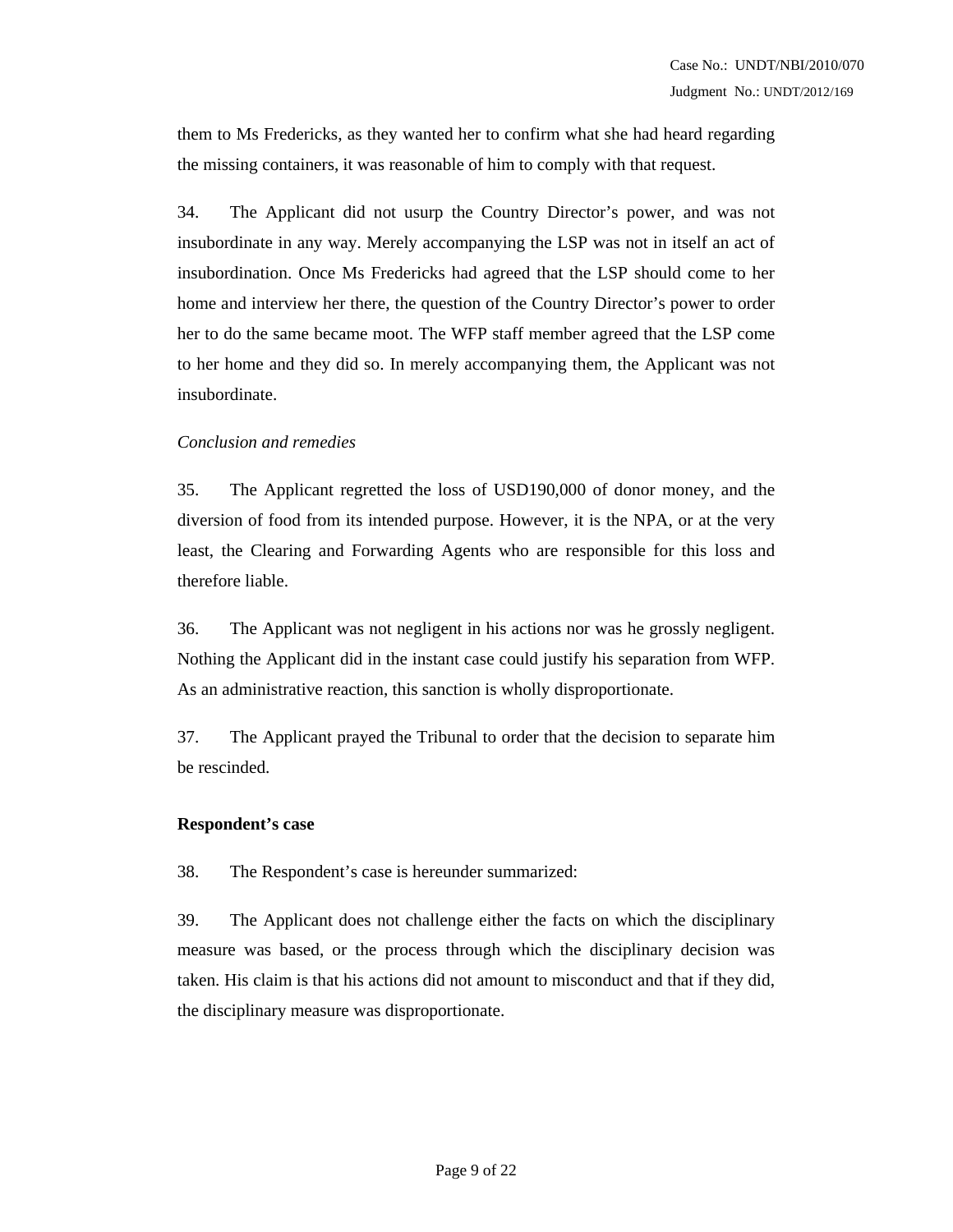them to Ms Fredericks, as they wanted her to confirm what she had heard regarding the missing containers, it was reasonable of him to comply with that request.

34. The Applicant did not usurp the Country Director's power, and was not insubordinate in any way. Merely accompanying the LSP was not in itself an act of insubordination. Once Ms Fredericks had agreed that the LSP should come to her home and interview her there, the question of the Country Director's power to order her to do the same became moot. The WFP staff member agreed that the LSP come to her home and they did so. In merely accompanying them, the Applicant was not insubordinate.

*Conclusion and remedies*

35. The Applicant regretted the loss of USD190,000 of donor money, and the diversion of food from its intended purpose. However, it is the NPA, or at the very least, the Clearing and Forwarding Agents who are responsible for this loss and therefore liable.

36. The Applicant was not negligent in his actions nor was he grossly negligent. Nothing the Applicant did in the instant case could justify his separation from WFP. As an administrative reaction, this sanction is wholly disproportionate.

37. The Applicant prayed the Tribunal to order that the decision to separate him be rescinded.

**Respondent's case**

38. The Respondent's case is hereunder summarized:

39. The Applicant does not challenge either the facts on which the disciplinary measure was based, or the process through which the disciplinary decision was taken. His claim is that his actions did not amount to misconduct and that if they did, the disciplinary measure was disproportionate.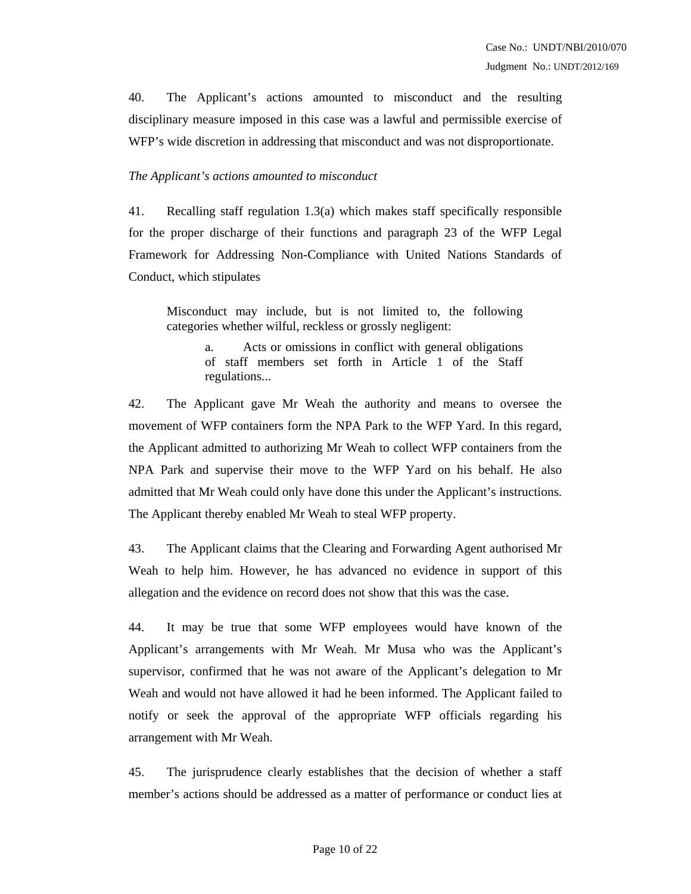40. The Applicant's actions amounted to misconduct and the resulting disciplinary measure imposed in this case was a lawful and permissible exercise of WFP's wide discretion in addressing that misconduct and was not disproportionate.

*The Applicant's actions amounted to misconduct*

41. Recalling staff regulation 1.3(a) which makes staff specifically responsible for the proper discharge of their functions and paragraph 23 of the WFP Legal Framework for Addressing Non-Compliance with United Nations Standards of Conduct, which stipulates

> Misconduct may include, but is not limited to, the following categories whether wilful, reckless or grossly negligent:
>
> > a. Acts or omissions in conflict with general obligations of staff members set forth in Article 1 of the Staff regulations...

42. The Applicant gave Mr Weah the authority and means to oversee the movement of WFP containers form the NPA Park to the WFP Yard. In this regard, the Applicant admitted to authorizing Mr Weah to collect WFP containers from the NPA Park and supervise their move to the WFP Yard on his behalf. He also admitted that Mr Weah could only have done this under the Applicant's instructions. The Applicant thereby enabled Mr Weah to steal WFP property.

43. The Applicant claims that the Clearing and Forwarding Agent authorised Mr Weah to help him. However, he has advanced no evidence in support of this allegation and the evidence on record does not show that this was the case.

44. It may be true that some WFP employees would have known of the Applicant's arrangements with Mr Weah. Mr Musa who was the Applicant's supervisor, confirmed that he was not aware of the Applicant's delegation to Mr Weah and would not have allowed it had he been informed. The Applicant failed to notify or seek the approval of the appropriate WFP officials regarding his arrangement with Mr Weah.

45. The jurisprudence clearly establishes that the decision of whether a staff member's actions should be addressed as a matter of performance or conduct lies at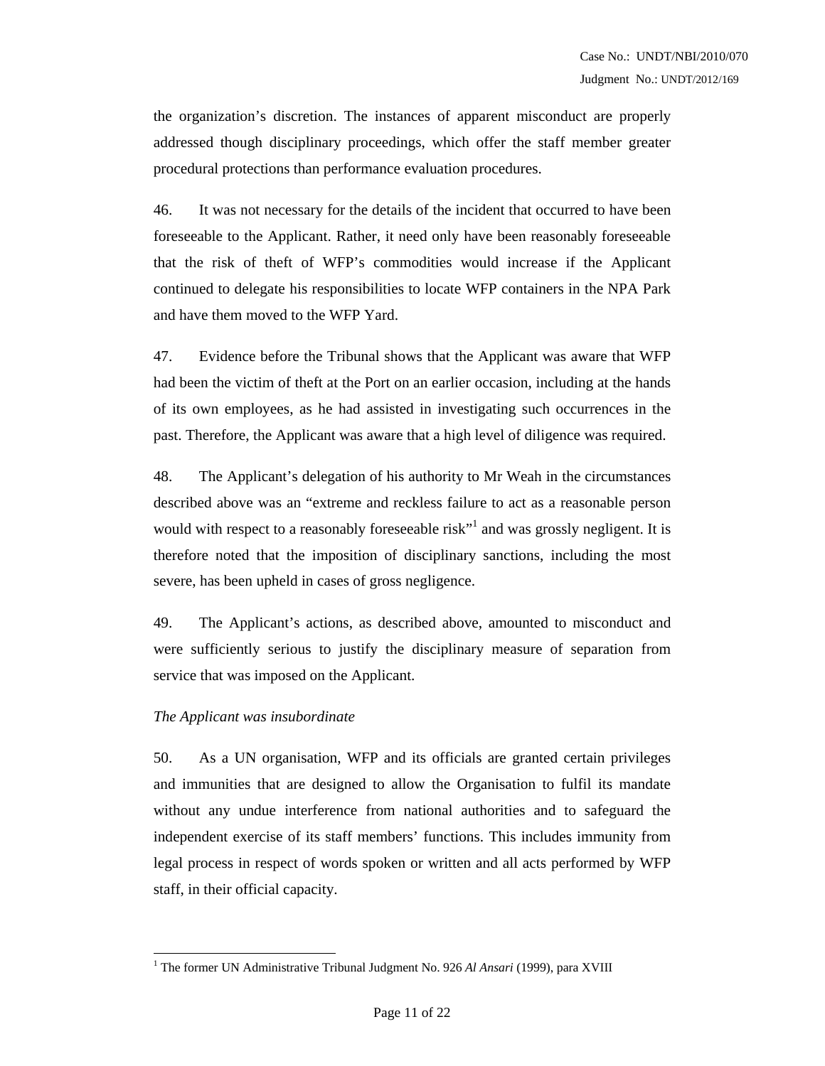the organization's discretion. The instances of apparent misconduct are properly addressed though disciplinary proceedings, which offer the staff member greater procedural protections than performance evaluation procedures.

46. It was not necessary for the details of the incident that occurred to have been foreseeable to the Applicant. Rather, it need only have been reasonably foreseeable that the risk of theft of WFP's commodities would increase if the Applicant continued to delegate his responsibilities to locate WFP containers in the NPA Park and have them moved to the WFP Yard.

47. Evidence before the Tribunal shows that the Applicant was aware that WFP had been the victim of theft at the Port on an earlier occasion, including at the hands of its own employees, as he had assisted in investigating such occurrences in the past. Therefore, the Applicant was aware that a high level of diligence was required.

48. The Applicant's delegation of his authority to Mr Weah in the circumstances described above was an "extreme and reckless failure to act as a reasonable person would with respect to a reasonably foreseeable risk"[1] and was grossly negligent. It is therefore noted that the imposition of disciplinary sanctions, including the most severe, has been upheld in cases of gross negligence.

49. The Applicant's actions, as described above, amounted to misconduct and were sufficiently serious to justify the disciplinary measure of separation from service that was imposed on the Applicant.

*The Applicant was insubordinate*

50. As a UN organisation, WFP and its officials are granted certain privileges and immunities that are designed to allow the Organisation to fulfil its mandate without any undue interference from national authorities and to safeguard the independent exercise of its staff members' functions. This includes immunity from legal process in respect of words spoken or written and all acts performed by WFP staff, in their official capacity.

---

[1] The former UN Administrative Tribunal Judgment No. 926 *Al Ansari* (1999), para XVIII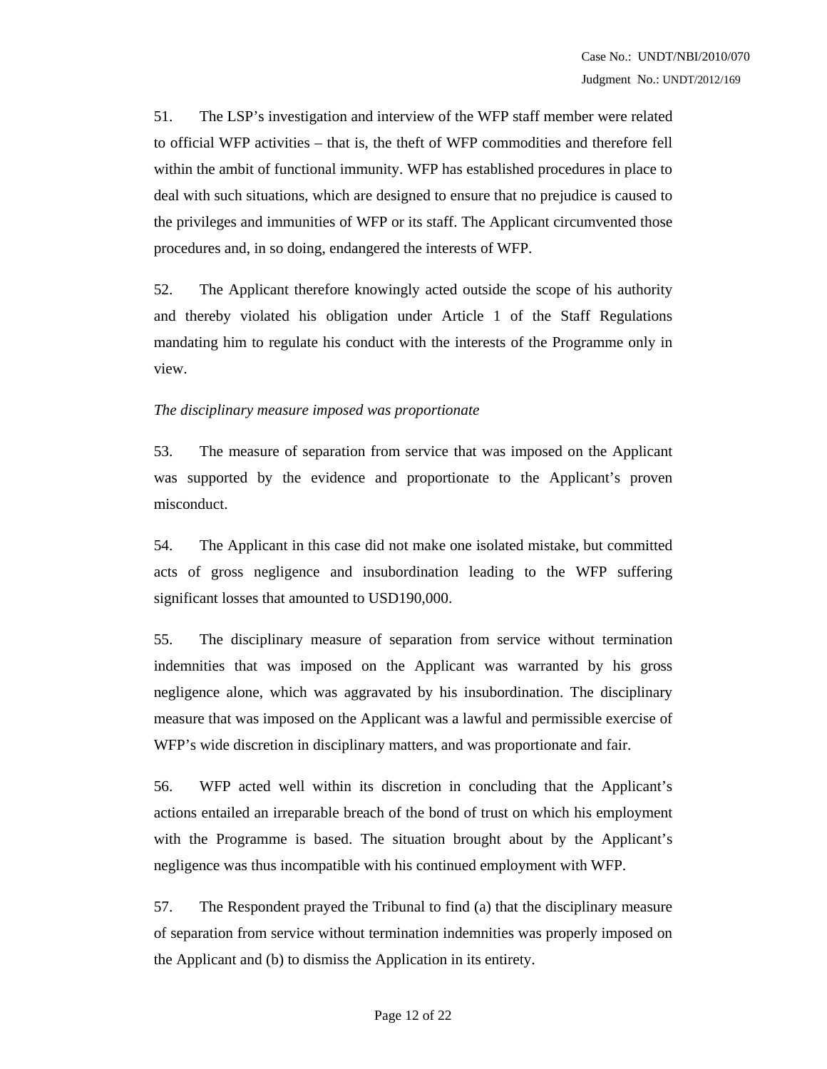51. The LSP's investigation and interview of the WFP staff member were related to official WFP activities – that is, the theft of WFP commodities and therefore fell within the ambit of functional immunity. WFP has established procedures in place to deal with such situations, which are designed to ensure that no prejudice is caused to the privileges and immunities of WFP or its staff. The Applicant circumvented those procedures and, in so doing, endangered the interests of WFP.

52. The Applicant therefore knowingly acted outside the scope of his authority and thereby violated his obligation under Article 1 of the Staff Regulations mandating him to regulate his conduct with the interests of the Programme only in view.

*The disciplinary measure imposed was proportionate*

53. The measure of separation from service that was imposed on the Applicant was supported by the evidence and proportionate to the Applicant's proven misconduct.

54. The Applicant in this case did not make one isolated mistake, but committed acts of gross negligence and insubordination leading to the WFP suffering significant losses that amounted to USD190,000.

55. The disciplinary measure of separation from service without termination indemnities that was imposed on the Applicant was warranted by his gross negligence alone, which was aggravated by his insubordination. The disciplinary measure that was imposed on the Applicant was a lawful and permissible exercise of WFP's wide discretion in disciplinary matters, and was proportionate and fair.

56. WFP acted well within its discretion in concluding that the Applicant's actions entailed an irreparable breach of the bond of trust on which his employment with the Programme is based. The situation brought about by the Applicant's negligence was thus incompatible with his continued employment with WFP.

57. The Respondent prayed the Tribunal to find (a) that the disciplinary measure of separation from service without termination indemnities was properly imposed on the Applicant and (b) to dismiss the Application in its entirety.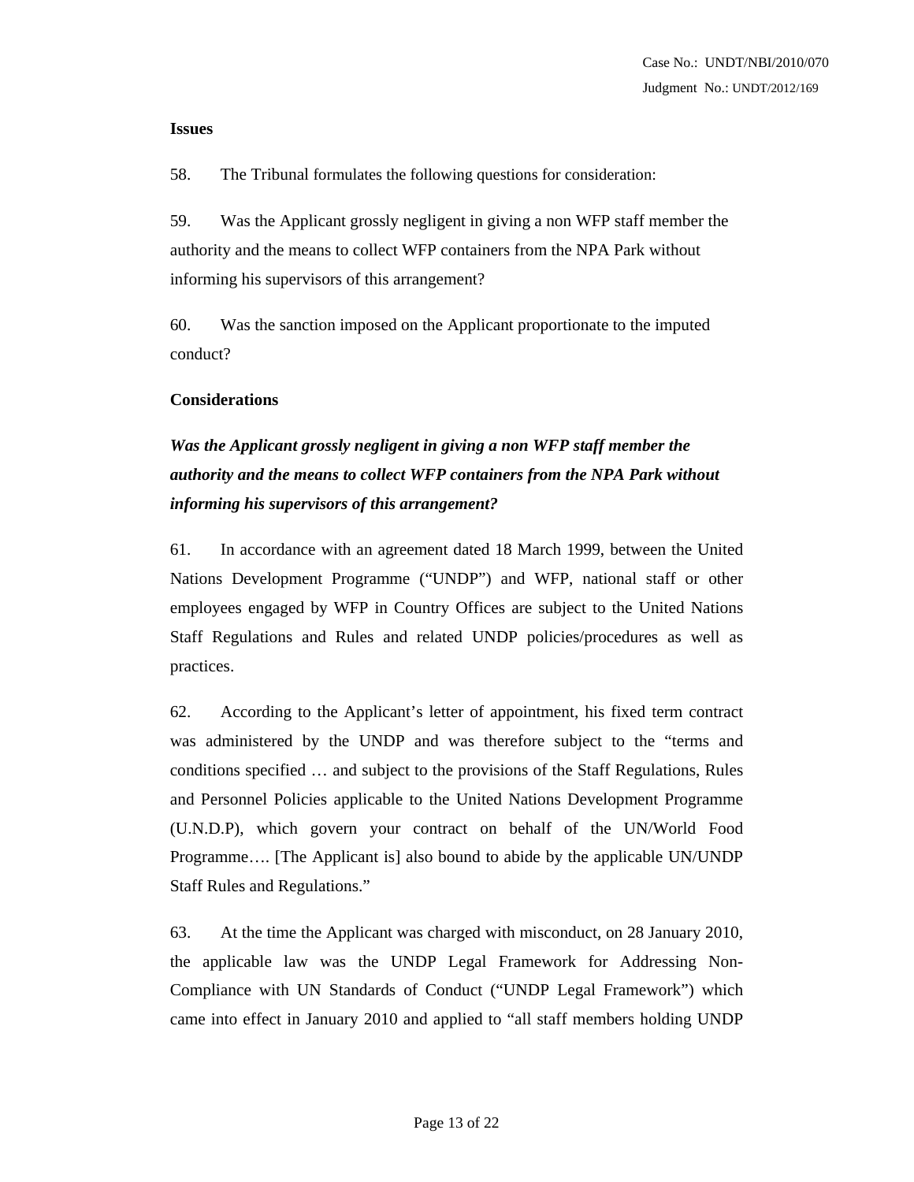**Issues**

58. The Tribunal formulates the following questions for consideration:

59. Was the Applicant grossly negligent in giving a non WFP staff member the authority and the means to collect WFP containers from the NPA Park without informing his supervisors of this arrangement?

60. Was the sanction imposed on the Applicant proportionate to the imputed conduct?

**Considerations**

***Was the Applicant grossly negligent in giving a non WFP staff member the authority and the means to collect WFP containers from the NPA Park without informing his supervisors of this arrangement?***

61. In accordance with an agreement dated 18 March 1999, between the United Nations Development Programme ("UNDP") and WFP, national staff or other employees engaged by WFP in Country Offices are subject to the United Nations Staff Regulations and Rules and related UNDP policies/procedures as well as practices.

62. According to the Applicant's letter of appointment, his fixed term contract was administered by the UNDP and was therefore subject to the "terms and conditions specified … and subject to the provisions of the Staff Regulations, Rules and Personnel Policies applicable to the United Nations Development Programme (U.N.D.P), which govern your contract on behalf of the UN/World Food Programme…. [The Applicant is] also bound to abide by the applicable UN/UNDP Staff Rules and Regulations."

63. At the time the Applicant was charged with misconduct, on 28 January 2010, the applicable law was the UNDP Legal Framework for Addressing Non-Compliance with UN Standards of Conduct ("UNDP Legal Framework") which came into effect in January 2010 and applied to "all staff members holding UNDP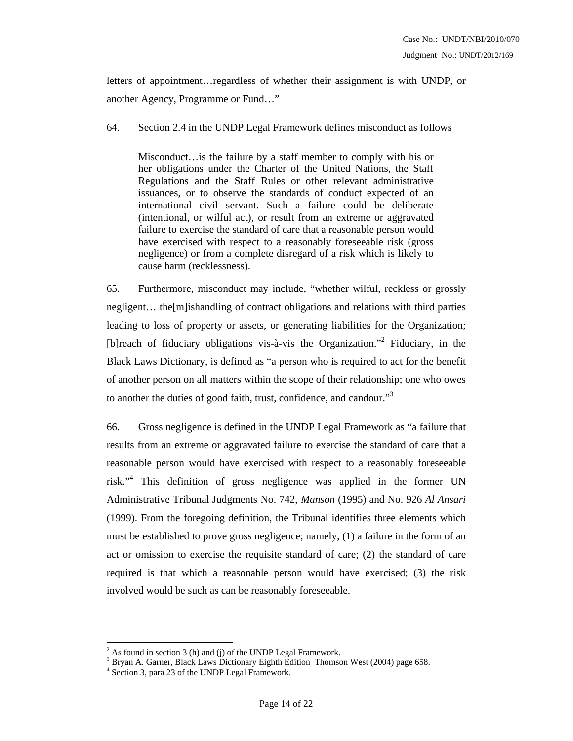letters of appointment…regardless of whether their assignment is with UNDP, or another Agency, Programme or Fund…"

64. Section 2.4 in the UNDP Legal Framework defines misconduct as follows

> Misconduct…is the failure by a staff member to comply with his or her obligations under the Charter of the United Nations, the Staff Regulations and the Staff Rules or other relevant administrative issuances, or to observe the standards of conduct expected of an international civil servant. Such a failure could be deliberate (intentional, or wilful act), or result from an extreme or aggravated failure to exercise the standard of care that a reasonable person would have exercised with respect to a reasonably foreseeable risk (gross negligence) or from a complete disregard of a risk which is likely to cause harm (recklessness).

65. Furthermore, misconduct may include, "whether wilful, reckless or grossly negligent… the[m]ishandling of contract obligations and relations with third parties leading to loss of property or assets, or generating liabilities for the Organization; [b]reach of fiduciary obligations vis-à-vis the Organization."[2] Fiduciary, in the Black Laws Dictionary, is defined as "a person who is required to act for the benefit of another person on all matters within the scope of their relationship; one who owes to another the duties of good faith, trust, confidence, and candour."[3]

66. Gross negligence is defined in the UNDP Legal Framework as "a failure that results from an extreme or aggravated failure to exercise the standard of care that a reasonable person would have exercised with respect to a reasonably foreseeable risk."[4] This definition of gross negligence was applied in the former UN Administrative Tribunal Judgments No. 742, *Manson* (1995) and No. 926 *Al Ansari* (1999). From the foregoing definition, the Tribunal identifies three elements which must be established to prove gross negligence; namely, (1) a failure in the form of an act or omission to exercise the requisite standard of care; (2) the standard of care required is that which a reasonable person would have exercised; (3) the risk involved would be such as can be reasonably foreseeable.

---

[2] As found in section 3 (h) and (j) of the UNDP Legal Framework.
[3] Bryan A. Garner, Black Laws Dictionary Eighth Edition Thomson West (2004) page 658.
[4] Section 3, para 23 of the UNDP Legal Framework.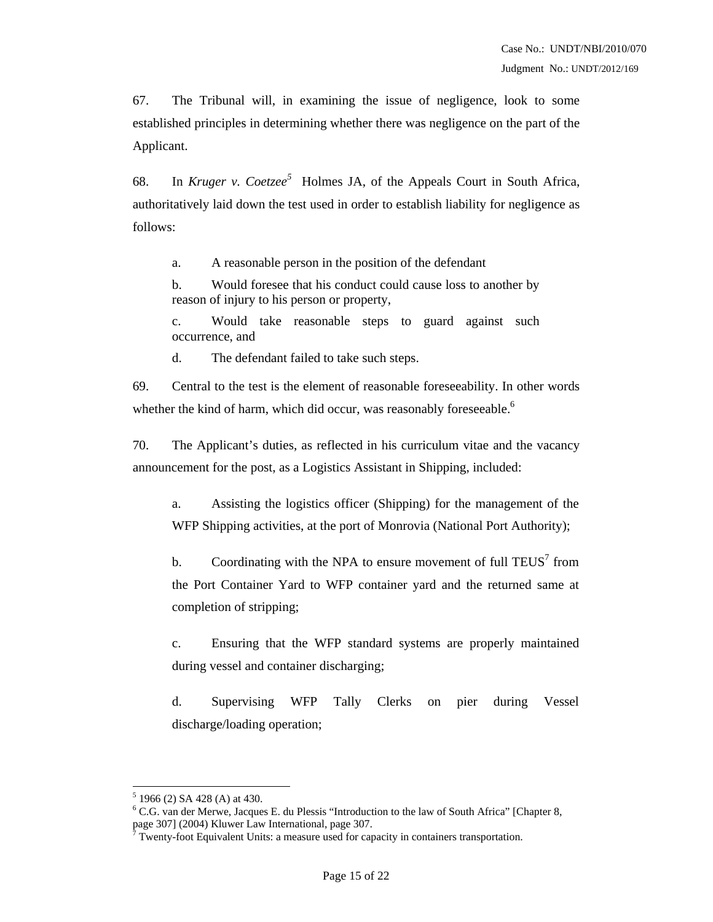67. The Tribunal will, in examining the issue of negligence, look to some established principles in determining whether there was negligence on the part of the Applicant.

68. In *Kruger v. Coetzee*[5] Holmes JA, of the Appeals Court in South Africa, authoritatively laid down the test used in order to establish liability for negligence as follows:

> a. A reasonable person in the position of the defendant
>
> b. Would foresee that his conduct could cause loss to another by reason of injury to his person or property,
>
> c. Would take reasonable steps to guard against such occurrence, and
>
> d. The defendant failed to take such steps.

69. Central to the test is the element of reasonable foreseeability. In other words whether the kind of harm, which did occur, was reasonably foreseeable.[6]

70. The Applicant's duties, as reflected in his curriculum vitae and the vacancy announcement for the post, as a Logistics Assistant in Shipping, included:

> a. Assisting the logistics officer (Shipping) for the management of the WFP Shipping activities, at the port of Monrovia (National Port Authority);
>
> b. Coordinating with the NPA to ensure movement of full TEUS[7] from the Port Container Yard to WFP container yard and the returned same at completion of stripping;
>
> c. Ensuring that the WFP standard systems are properly maintained during vessel and container discharging;
>
> d. Supervising WFP Tally Clerks on pier during Vessel discharge/loading operation;

---

[5] 1966 (2) SA 428 (A) at 430.

[6] C.G. van der Merwe, Jacques E. du Plessis "Introduction to the law of South Africa" [Chapter 8, page 307] (2004) Kluwer Law International, page 307.

[7] Twenty-foot Equivalent Units: a measure used for capacity in containers transportation.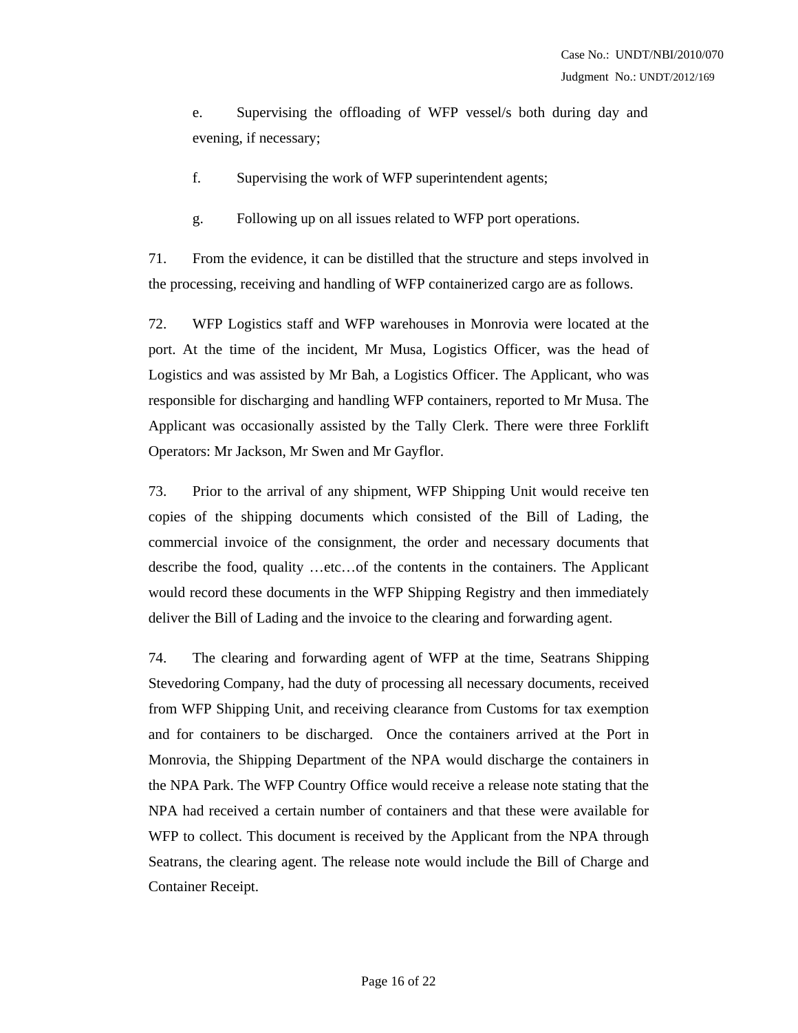e. Supervising the offloading of WFP vessel/s both during day and evening, if necessary;

f. Supervising the work of WFP superintendent agents;

g. Following up on all issues related to WFP port operations.

71. From the evidence, it can be distilled that the structure and steps involved in the processing, receiving and handling of WFP containerized cargo are as follows.

72. WFP Logistics staff and WFP warehouses in Monrovia were located at the port. At the time of the incident, Mr Musa, Logistics Officer, was the head of Logistics and was assisted by Mr Bah, a Logistics Officer. The Applicant, who was responsible for discharging and handling WFP containers, reported to Mr Musa. The Applicant was occasionally assisted by the Tally Clerk. There were three Forklift Operators: Mr Jackson, Mr Swen and Mr Gayflor.

73. Prior to the arrival of any shipment, WFP Shipping Unit would receive ten copies of the shipping documents which consisted of the Bill of Lading, the commercial invoice of the consignment, the order and necessary documents that describe the food, quality …etc…of the contents in the containers. The Applicant would record these documents in the WFP Shipping Registry and then immediately deliver the Bill of Lading and the invoice to the clearing and forwarding agent.

74. The clearing and forwarding agent of WFP at the time, Seatrans Shipping Stevedoring Company, had the duty of processing all necessary documents, received from WFP Shipping Unit, and receiving clearance from Customs for tax exemption and for containers to be discharged. Once the containers arrived at the Port in Monrovia, the Shipping Department of the NPA would discharge the containers in the NPA Park. The WFP Country Office would receive a release note stating that the NPA had received a certain number of containers and that these were available for WFP to collect. This document is received by the Applicant from the NPA through Seatrans, the clearing agent. The release note would include the Bill of Charge and Container Receipt.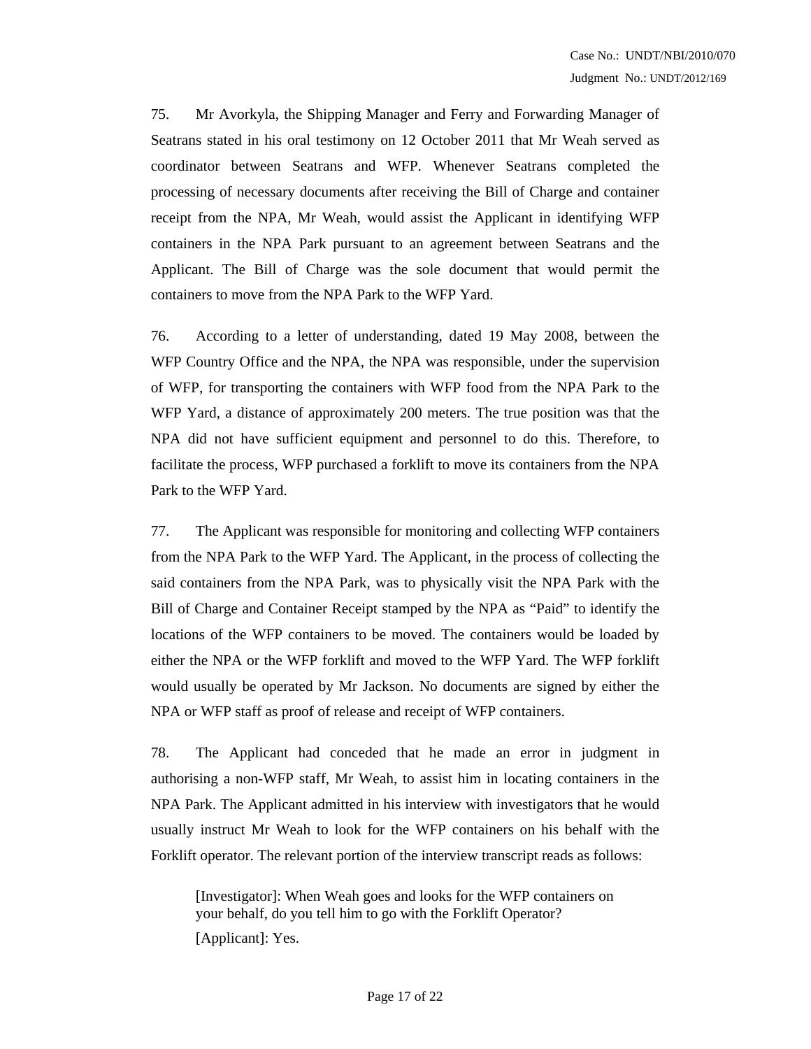75. Mr Avorkyla, the Shipping Manager and Ferry and Forwarding Manager of Seatrans stated in his oral testimony on 12 October 2011 that Mr Weah served as coordinator between Seatrans and WFP. Whenever Seatrans completed the processing of necessary documents after receiving the Bill of Charge and container receipt from the NPA, Mr Weah, would assist the Applicant in identifying WFP containers in the NPA Park pursuant to an agreement between Seatrans and the Applicant. The Bill of Charge was the sole document that would permit the containers to move from the NPA Park to the WFP Yard.

76. According to a letter of understanding, dated 19 May 2008, between the WFP Country Office and the NPA, the NPA was responsible, under the supervision of WFP, for transporting the containers with WFP food from the NPA Park to the WFP Yard, a distance of approximately 200 meters. The true position was that the NPA did not have sufficient equipment and personnel to do this. Therefore, to facilitate the process, WFP purchased a forklift to move its containers from the NPA Park to the WFP Yard.

77. The Applicant was responsible for monitoring and collecting WFP containers from the NPA Park to the WFP Yard. The Applicant, in the process of collecting the said containers from the NPA Park, was to physically visit the NPA Park with the Bill of Charge and Container Receipt stamped by the NPA as "Paid" to identify the locations of the WFP containers to be moved. The containers would be loaded by either the NPA or the WFP forklift and moved to the WFP Yard. The WFP forklift would usually be operated by Mr Jackson. No documents are signed by either the NPA or WFP staff as proof of release and receipt of WFP containers.

78. The Applicant had conceded that he made an error in judgment in authorising a non-WFP staff, Mr Weah, to assist him in locating containers in the NPA Park. The Applicant admitted in his interview with investigators that he would usually instruct Mr Weah to look for the WFP containers on his behalf with the Forklift operator. The relevant portion of the interview transcript reads as follows:

> [Investigator]: When Weah goes and looks for the WFP containers on your behalf, do you tell him to go with the Forklift Operator?
>
> [Applicant]: Yes.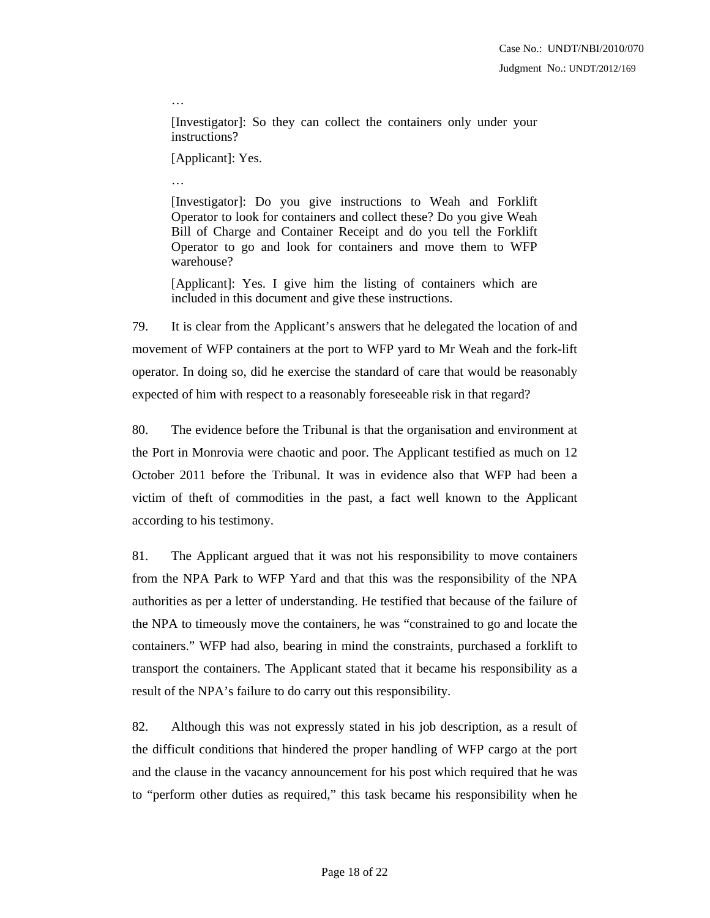…

> [Investigator]: So they can collect the containers only under your instructions?
>
> [Applicant]: Yes.
>
> …
>
> [Investigator]: Do you give instructions to Weah and Forklift Operator to look for containers and collect these? Do you give Weah Bill of Charge and Container Receipt and do you tell the Forklift Operator to go and look for containers and move them to WFP warehouse?
>
> [Applicant]: Yes. I give him the listing of containers which are included in this document and give these instructions.

79. It is clear from the Applicant's answers that he delegated the location of and movement of WFP containers at the port to WFP yard to Mr Weah and the fork-lift operator. In doing so, did he exercise the standard of care that would be reasonably expected of him with respect to a reasonably foreseeable risk in that regard?

80. The evidence before the Tribunal is that the organisation and environment at the Port in Monrovia were chaotic and poor. The Applicant testified as much on 12 October 2011 before the Tribunal. It was in evidence also that WFP had been a victim of theft of commodities in the past, a fact well known to the Applicant according to his testimony.

81. The Applicant argued that it was not his responsibility to move containers from the NPA Park to WFP Yard and that this was the responsibility of the NPA authorities as per a letter of understanding. He testified that because of the failure of the NPA to timeously move the containers, he was "constrained to go and locate the containers." WFP had also, bearing in mind the constraints, purchased a forklift to transport the containers. The Applicant stated that it became his responsibility as a result of the NPA's failure to do carry out this responsibility.

82. Although this was not expressly stated in his job description, as a result of the difficult conditions that hindered the proper handling of WFP cargo at the port and the clause in the vacancy announcement for his post which required that he was to "perform other duties as required," this task became his responsibility when he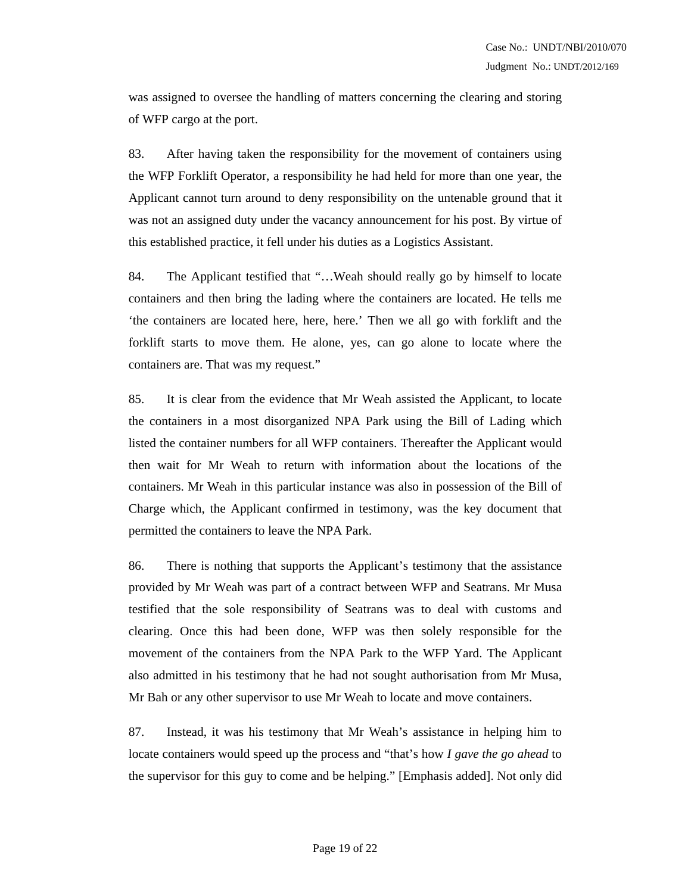was assigned to oversee the handling of matters concerning the clearing and storing of WFP cargo at the port.

83. After having taken the responsibility for the movement of containers using the WFP Forklift Operator, a responsibility he had held for more than one year, the Applicant cannot turn around to deny responsibility on the untenable ground that it was not an assigned duty under the vacancy announcement for his post. By virtue of this established practice, it fell under his duties as a Logistics Assistant.

84. The Applicant testified that "…Weah should really go by himself to locate containers and then bring the lading where the containers are located. He tells me 'the containers are located here, here, here.' Then we all go with forklift and the forklift starts to move them. He alone, yes, can go alone to locate where the containers are. That was my request."

85. It is clear from the evidence that Mr Weah assisted the Applicant, to locate the containers in a most disorganized NPA Park using the Bill of Lading which listed the container numbers for all WFP containers. Thereafter the Applicant would then wait for Mr Weah to return with information about the locations of the containers. Mr Weah in this particular instance was also in possession of the Bill of Charge which, the Applicant confirmed in testimony, was the key document that permitted the containers to leave the NPA Park.

86. There is nothing that supports the Applicant's testimony that the assistance provided by Mr Weah was part of a contract between WFP and Seatrans. Mr Musa testified that the sole responsibility of Seatrans was to deal with customs and clearing. Once this had been done, WFP was then solely responsible for the movement of the containers from the NPA Park to the WFP Yard. The Applicant also admitted in his testimony that he had not sought authorisation from Mr Musa, Mr Bah or any other supervisor to use Mr Weah to locate and move containers.

87. Instead, it was his testimony that Mr Weah's assistance in helping him to locate containers would speed up the process and "that's how *I gave the go ahead* to the supervisor for this guy to come and be helping." [Emphasis added]. Not only did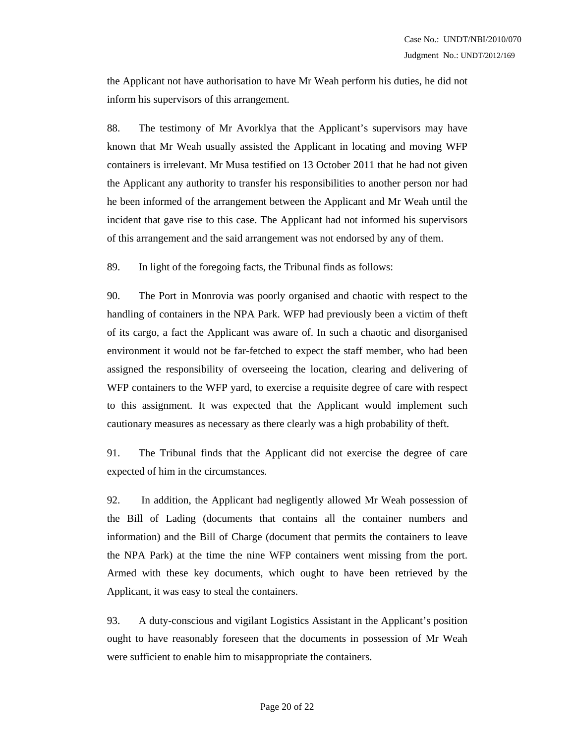the Applicant not have authorisation to have Mr Weah perform his duties, he did not inform his supervisors of this arrangement.

88. The testimony of Mr Avorklya that the Applicant's supervisors may have known that Mr Weah usually assisted the Applicant in locating and moving WFP containers is irrelevant. Mr Musa testified on 13 October 2011 that he had not given the Applicant any authority to transfer his responsibilities to another person nor had he been informed of the arrangement between the Applicant and Mr Weah until the incident that gave rise to this case. The Applicant had not informed his supervisors of this arrangement and the said arrangement was not endorsed by any of them.

89. In light of the foregoing facts, the Tribunal finds as follows:

90. The Port in Monrovia was poorly organised and chaotic with respect to the handling of containers in the NPA Park. WFP had previously been a victim of theft of its cargo, a fact the Applicant was aware of. In such a chaotic and disorganised environment it would not be far-fetched to expect the staff member, who had been assigned the responsibility of overseeing the location, clearing and delivering of WFP containers to the WFP yard, to exercise a requisite degree of care with respect to this assignment. It was expected that the Applicant would implement such cautionary measures as necessary as there clearly was a high probability of theft.

91. The Tribunal finds that the Applicant did not exercise the degree of care expected of him in the circumstances.

92. In addition, the Applicant had negligently allowed Mr Weah possession of the Bill of Lading (documents that contains all the container numbers and information) and the Bill of Charge (document that permits the containers to leave the NPA Park) at the time the nine WFP containers went missing from the port. Armed with these key documents, which ought to have been retrieved by the Applicant, it was easy to steal the containers.

93. A duty-conscious and vigilant Logistics Assistant in the Applicant's position ought to have reasonably foreseen that the documents in possession of Mr Weah were sufficient to enable him to misappropriate the containers.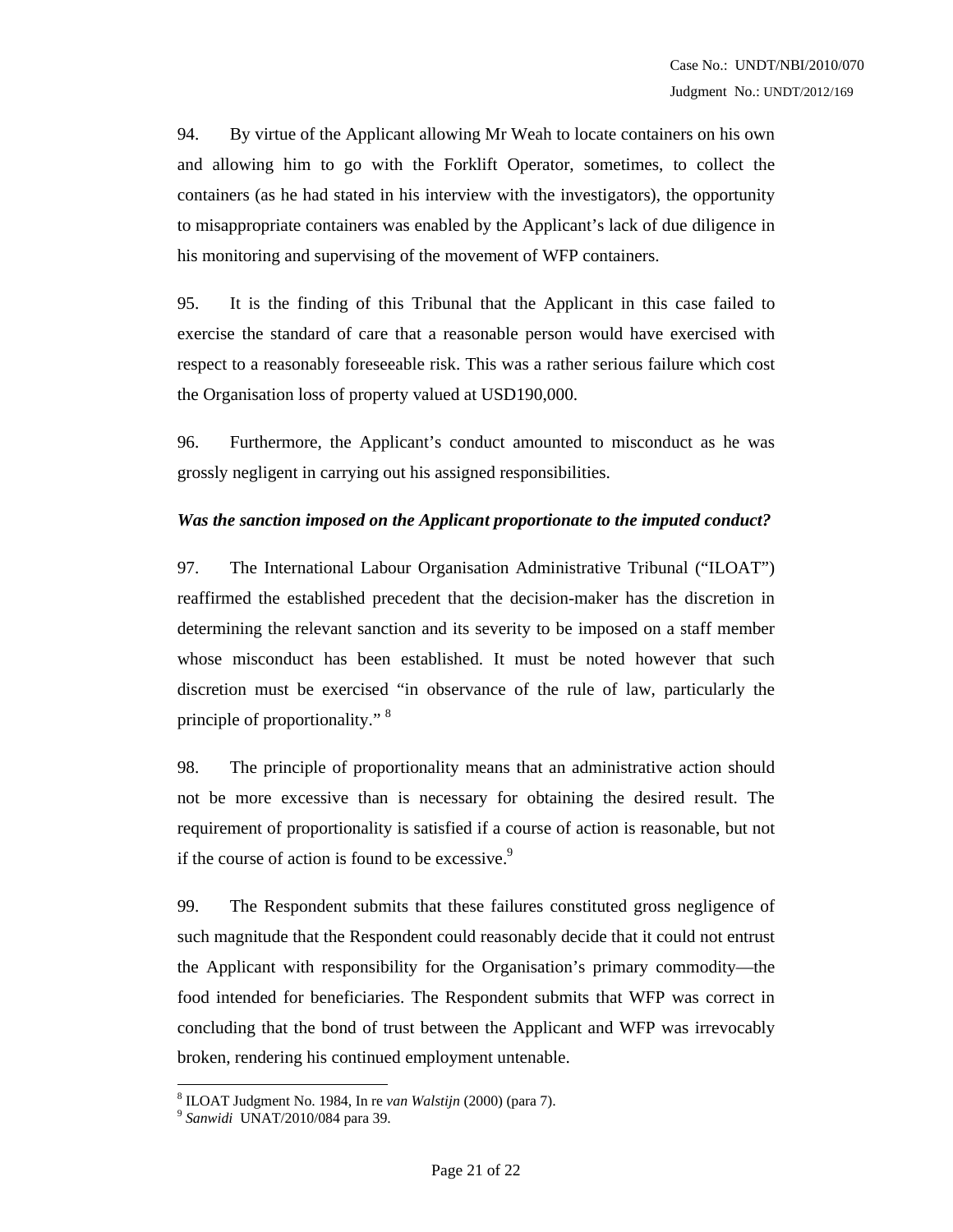94. By virtue of the Applicant allowing Mr Weah to locate containers on his own and allowing him to go with the Forklift Operator, sometimes, to collect the containers (as he had stated in his interview with the investigators), the opportunity to misappropriate containers was enabled by the Applicant's lack of due diligence in his monitoring and supervising of the movement of WFP containers.

95. It is the finding of this Tribunal that the Applicant in this case failed to exercise the standard of care that a reasonable person would have exercised with respect to a reasonably foreseeable risk. This was a rather serious failure which cost the Organisation loss of property valued at USD190,000.

96. Furthermore, the Applicant's conduct amounted to misconduct as he was grossly negligent in carrying out his assigned responsibilities.

***Was the sanction imposed on the Applicant proportionate to the imputed conduct?***

97. The International Labour Organisation Administrative Tribunal ("ILOAT") reaffirmed the established precedent that the decision-maker has the discretion in determining the relevant sanction and its severity to be imposed on a staff member whose misconduct has been established. It must be noted however that such discretion must be exercised "in observance of the rule of law, particularly the principle of proportionality." [8]

98. The principle of proportionality means that an administrative action should not be more excessive than is necessary for obtaining the desired result. The requirement of proportionality is satisfied if a course of action is reasonable, but not if the course of action is found to be excessive.[9]

99. The Respondent submits that these failures constituted gross negligence of such magnitude that the Respondent could reasonably decide that it could not entrust the Applicant with responsibility for the Organisation's primary commodity—the food intended for beneficiaries. The Respondent submits that WFP was correct in concluding that the bond of trust between the Applicant and WFP was irrevocably broken, rendering his continued employment untenable.

---

[8] ILOAT Judgment No. 1984, In re *van Walstijn* (2000) (para 7).

[9] *Sanwidi* UNAT/2010/084 para 39.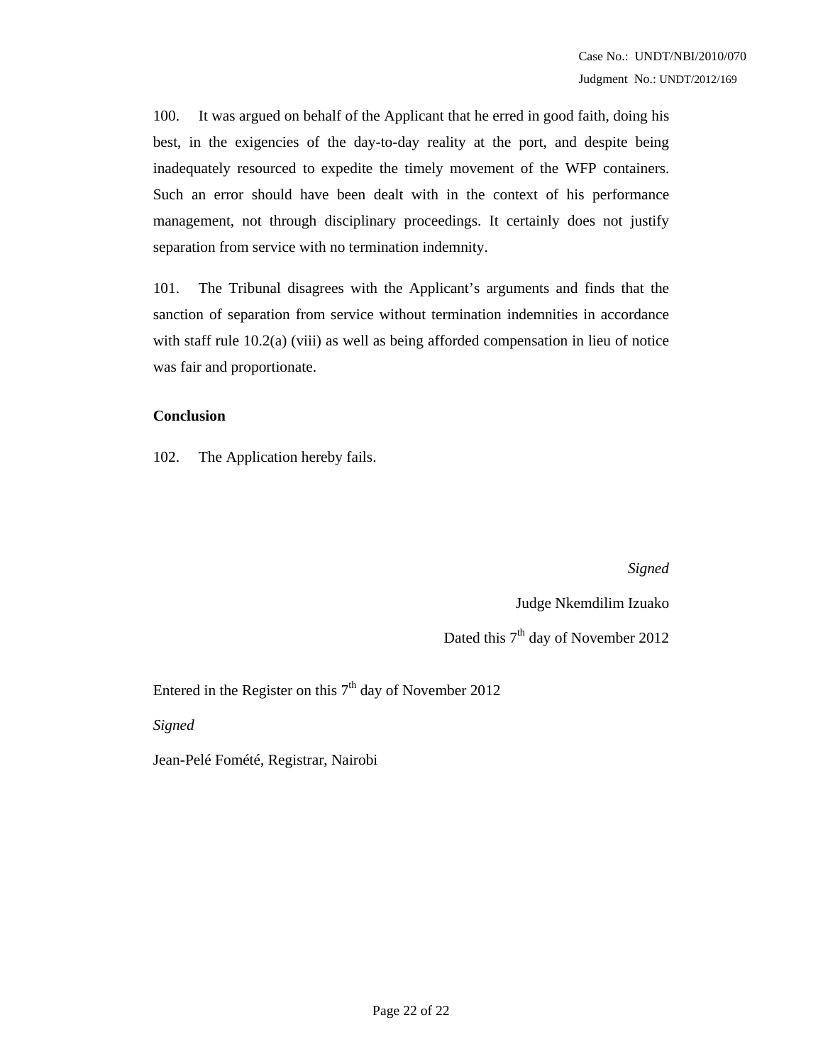100. It was argued on behalf of the Applicant that he erred in good faith, doing his best, in the exigencies of the day-to-day reality at the port, and despite being inadequately resourced to expedite the timely movement of the WFP containers. Such an error should have been dealt with in the context of his performance management, not through disciplinary proceedings. It certainly does not justify separation from service with no termination indemnity.

101. The Tribunal disagrees with the Applicant's arguments and finds that the sanction of separation from service without termination indemnities in accordance with staff rule 10.2(a) (viii) as well as being afforded compensation in lieu of notice was fair and proportionate.

**Conclusion**

102. The Application hereby fails.

*Signed*

Judge Nkemdilim Izuako

Dated this 7th day of November 2012

Entered in the Register on this 7th day of November 2012

*Signed*

Jean-Pelé Fomété, Registrar, Nairobi